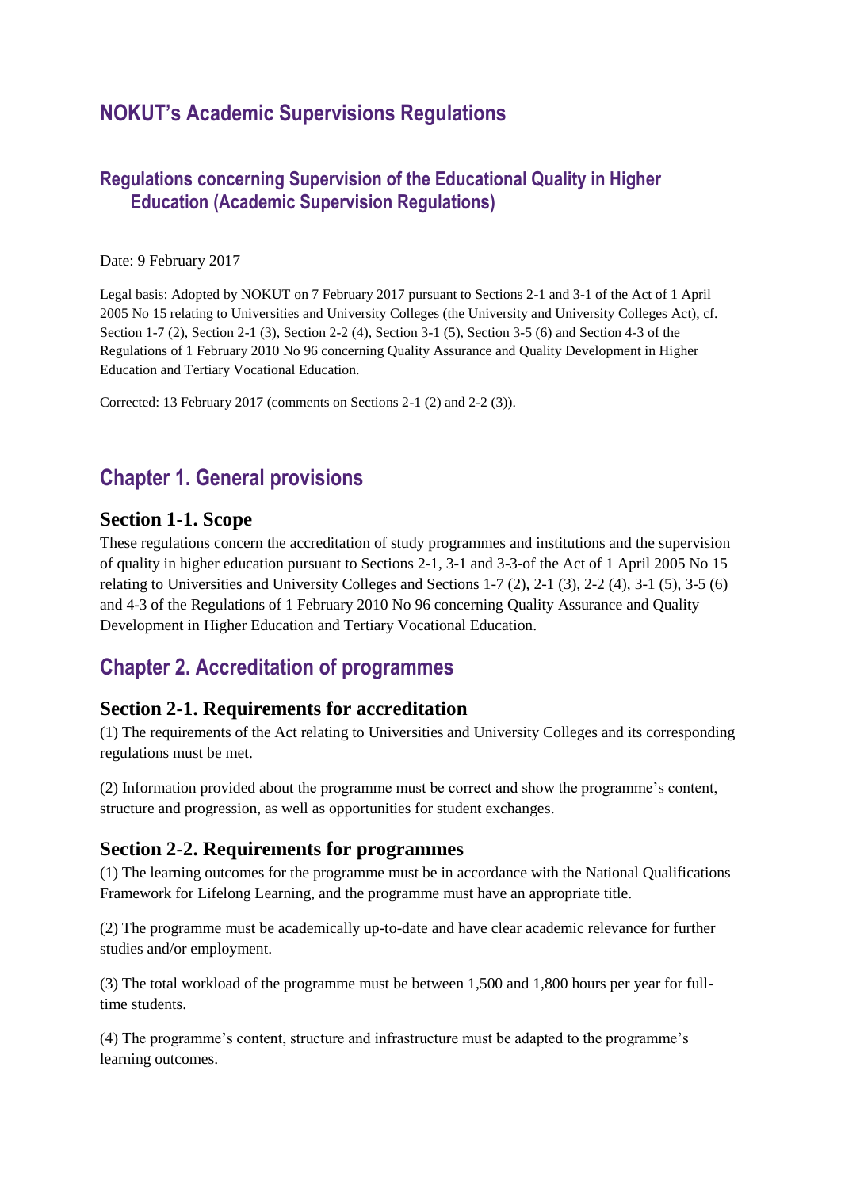# NOKUT's Academic Supervisions Regulations

## Regulations concerning Supervision of the Educational Quality in Higher Education (Academic Supervision Regulations)

Date: 9 February 2017

Legal basis: Adopted by NOKUT on 7 February 2017 pursuant to Sections 2-1 and 3-1 of the Act of 1 April 2005 No 15 relating to Universities and University Colleges (the University and University Colleges Act), cf. Section 1-7 (2), Section 2-1 (3), Section 2-2 (4), Section 3-1 (5), Section 3-5 (6) and Section 4-3 of the Regulations of 1 February 2010 No 96 concerning Quality Assurance and Quality Development in Higher Education and Tertiary Vocational Education.

Corrected: 13 February 2017 (comments on Sections 2-1 (2) and 2-2 (3)).

## Chapter 1. General provisions

### Section 1-1. Scope

These regulations concern the accreditation of study programmes and institutions and the supervision of quality in higher education pursuant to Sections 2-1, 3-1 and 3-3-of the Act of 1 April 2005 No 15 relating to Universities and University Colleges and Sections 1-7 (2), 2-1 (3), 2-2 (4), 3-1 (5), 3-5 (6) and 4-3 of the Regulations of 1 February 2010 No 96 concerning Quality Assurance and Quality Development in Higher Education and Tertiary Vocational Education.

## Chapter 2. Accreditation of programmes

### Section 2-1. Requirements for accreditation

(1) The requirements of the Act relating to Universities and University Colleges and its corresponding regulations must be met.

(2) Information provided about the programme must be correct and show the programme's content, structure and progression, as well as opportunities for student exchanges.

### Section 2-2. Requirements for programmes

(1) The learning outcomes for the programme must be in accordance with the National Qualifications Framework for Lifelong Learning, and the programme must have an appropriate title.

(2) The programme must be academically up-to-date and have clear academic relevance for further studies and/or employment.

(3) The total workload of the programme must be between 1,500 and 1,800 hours per year for full-time students.

(4) The programme's content, structure and infrastructure must be adapted to the programme's learning outcomes.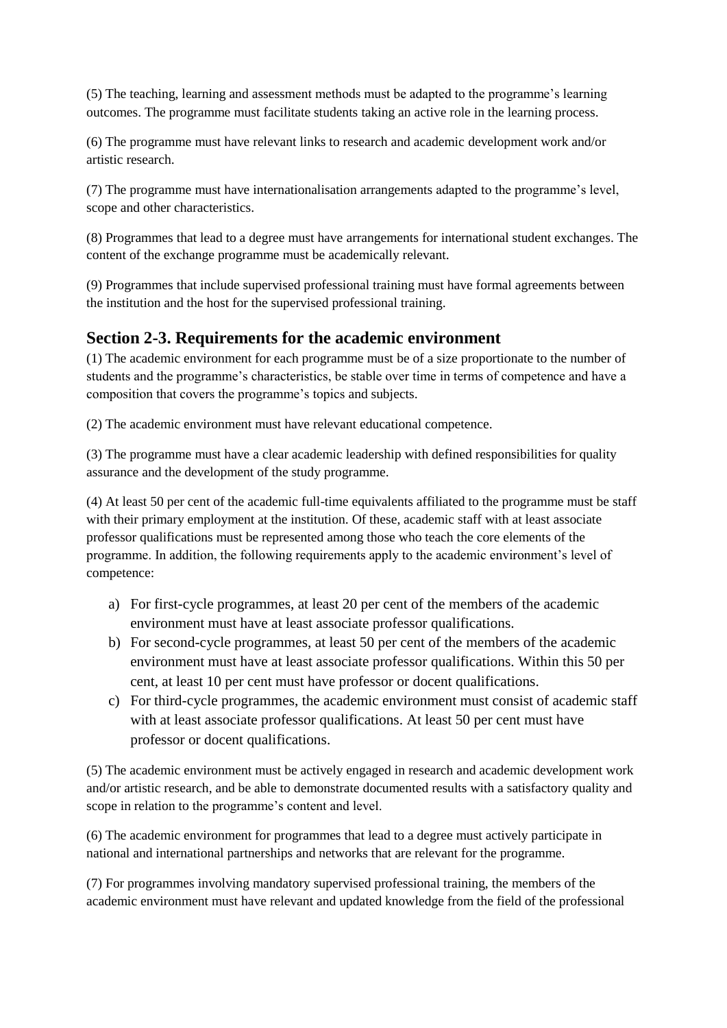(5) The teaching, learning and assessment methods must be adapted to the programme's learning outcomes. The programme must facilitate students taking an active role in the learning process.

(6) The programme must have relevant links to research and academic development work and/or artistic research.

(7) The programme must have internationalisation arrangements adapted to the programme's level, scope and other characteristics.

(8) Programmes that lead to a degree must have arrangements for international student exchanges. The content of the exchange programme must be academically relevant.

(9) Programmes that include supervised professional training must have formal agreements between the institution and the host for the supervised professional training.

## Section 2-3. Requirements for the academic environment

(1) The academic environment for each programme must be of a size proportionate to the number of students and the programme's characteristics, be stable over time in terms of competence and have a composition that covers the programme's topics and subjects.

(2) The academic environment must have relevant educational competence.

(3) The programme must have a clear academic leadership with defined responsibilities for quality assurance and the development of the study programme.

(4) At least 50 per cent of the academic full-time equivalents affiliated to the programme must be staff with their primary employment at the institution. Of these, academic staff with at least associate professor qualifications must be represented among those who teach the core elements of the programme. In addition, the following requirements apply to the academic environment's level of competence:

a) For first-cycle programmes, at least 20 per cent of the members of the academic environment must have at least associate professor qualifications.
b) For second-cycle programmes, at least 50 per cent of the members of the academic environment must have at least associate professor qualifications. Within this 50 per cent, at least 10 per cent must have professor or docent qualifications.
c) For third-cycle programmes, the academic environment must consist of academic staff with at least associate professor qualifications. At least 50 per cent must have professor or docent qualifications.

(5) The academic environment must be actively engaged in research and academic development work and/or artistic research, and be able to demonstrate documented results with a satisfactory quality and scope in relation to the programme's content and level.

(6) The academic environment for programmes that lead to a degree must actively participate in national and international partnerships and networks that are relevant for the programme.

(7) For programmes involving mandatory supervised professional training, the members of the academic environment must have relevant and updated knowledge from the field of the professional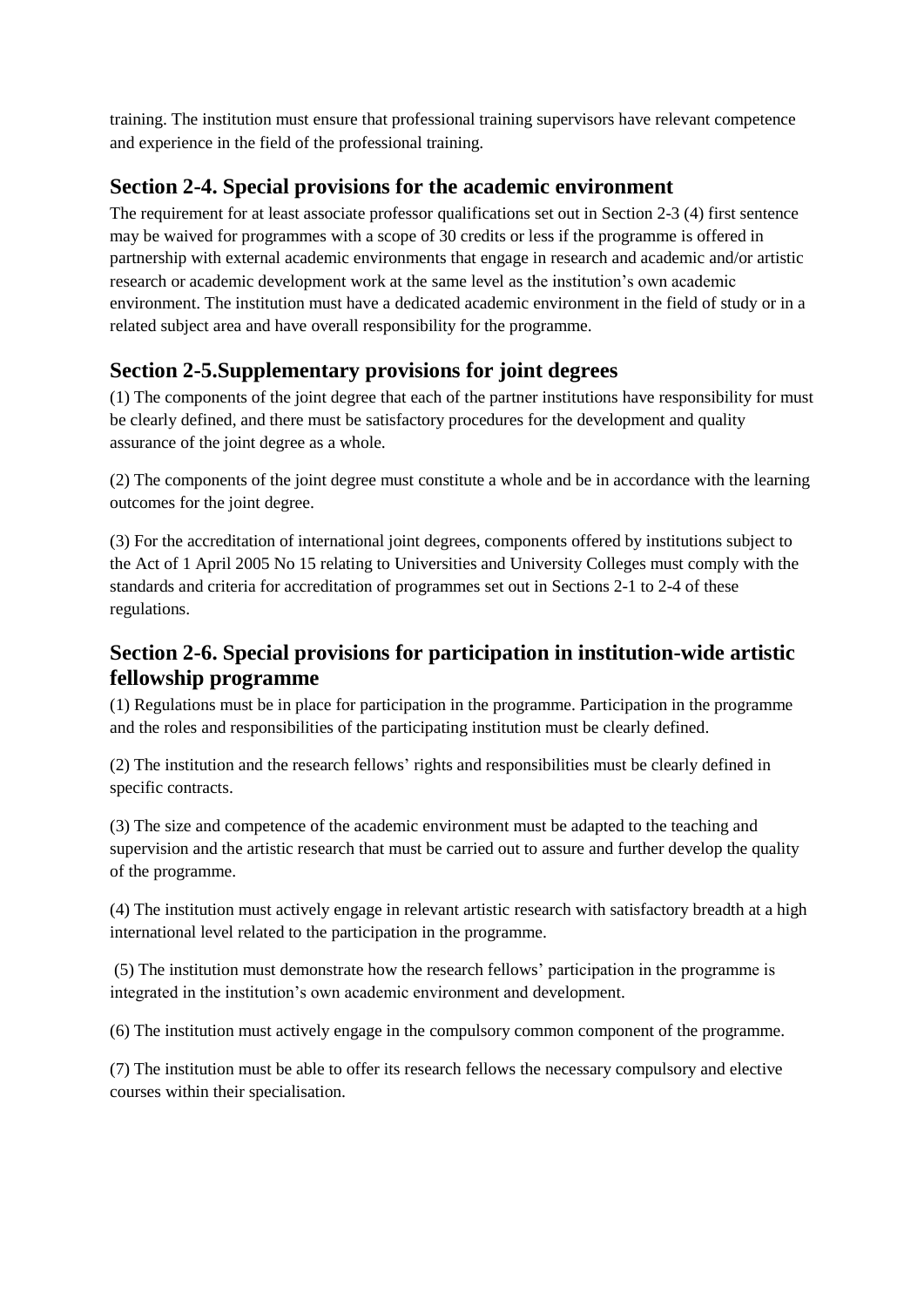training. The institution must ensure that professional training supervisors have relevant competence and experience in the field of the professional training.

## Section 2-4. Special provisions for the academic environment

The requirement for at least associate professor qualifications set out in Section 2-3 (4) first sentence may be waived for programmes with a scope of 30 credits or less if the programme is offered in partnership with external academic environments that engage in research and academic and/or artistic research or academic development work at the same level as the institution's own academic environment. The institution must have a dedicated academic environment in the field of study or in a related subject area and have overall responsibility for the programme.

## Section 2-5.Supplementary provisions for joint degrees

(1) The components of the joint degree that each of the partner institutions have responsibility for must be clearly defined, and there must be satisfactory procedures for the development and quality assurance of the joint degree as a whole.

(2) The components of the joint degree must constitute a whole and be in accordance with the learning outcomes for the joint degree.

(3) For the accreditation of international joint degrees, components offered by institutions subject to the Act of 1 April 2005 No 15 relating to Universities and University Colleges must comply with the standards and criteria for accreditation of programmes set out in Sections 2-1 to 2-4 of these regulations.

## Section 2-6. Special provisions for participation in institution-wide artistic fellowship programme

(1) Regulations must be in place for participation in the programme. Participation in the programme and the roles and responsibilities of the participating institution must be clearly defined.

(2) The institution and the research fellows' rights and responsibilities must be clearly defined in specific contracts.

(3) The size and competence of the academic environment must be adapted to the teaching and supervision and the artistic research that must be carried out to assure and further develop the quality of the programme.

(4) The institution must actively engage in relevant artistic research with satisfactory breadth at a high international level related to the participation in the programme.

(5) The institution must demonstrate how the research fellows' participation in the programme is integrated in the institution's own academic environment and development.

(6) The institution must actively engage in the compulsory common component of the programme.

(7) The institution must be able to offer its research fellows the necessary compulsory and elective courses within their specialisation.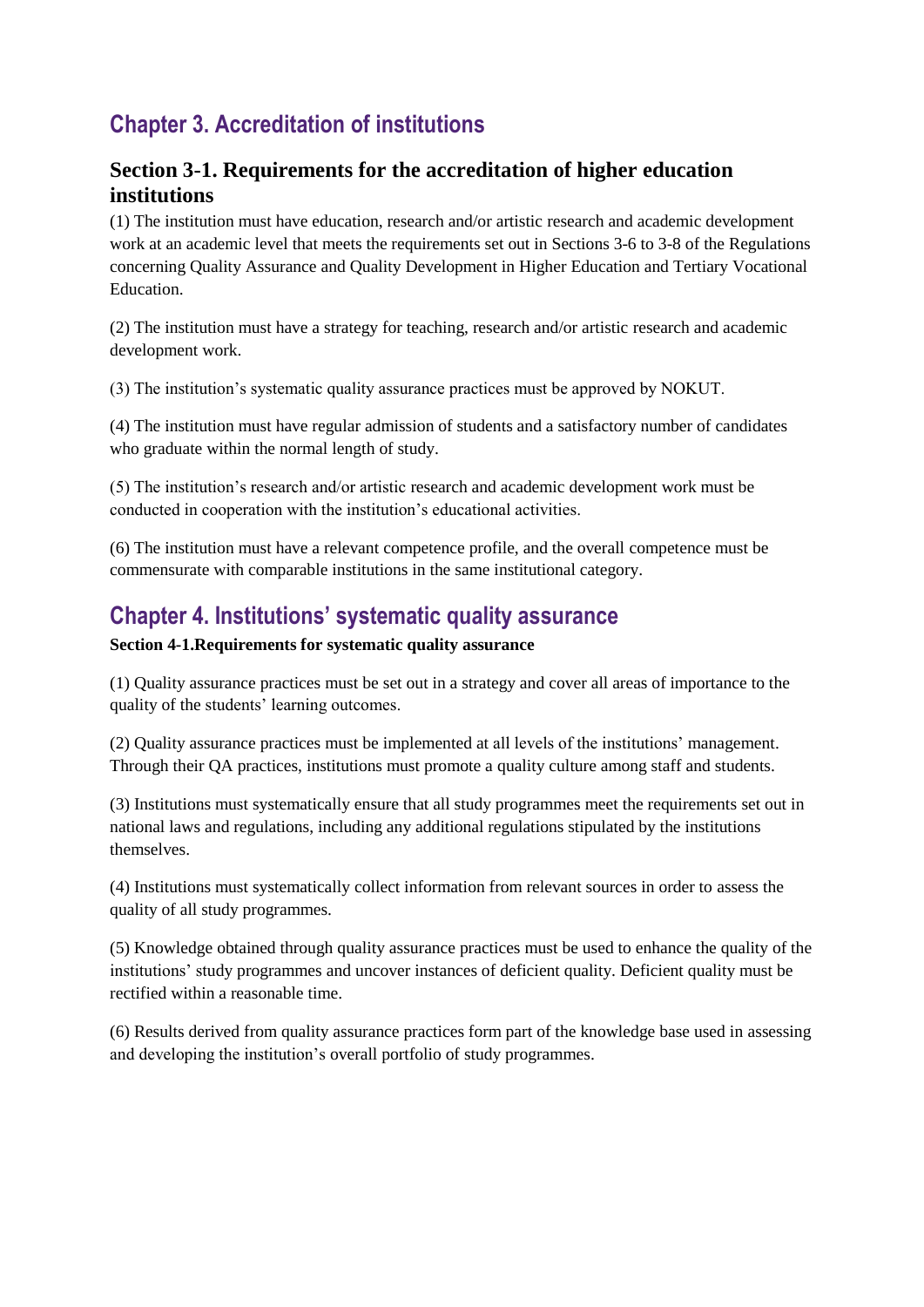## Chapter 3. Accreditation of institutions

### Section 3-1. Requirements for the accreditation of higher education institutions

(1) The institution must have education, research and/or artistic research and academic development work at an academic level that meets the requirements set out in Sections 3-6 to 3-8 of the Regulations concerning Quality Assurance and Quality Development in Higher Education and Tertiary Vocational Education.

(2) The institution must have a strategy for teaching, research and/or artistic research and academic development work.

(3) The institution's systematic quality assurance practices must be approved by NOKUT.

(4) The institution must have regular admission of students and a satisfactory number of candidates who graduate within the normal length of study.

(5) The institution's research and/or artistic research and academic development work must be conducted in cooperation with the institution's educational activities.

(6) The institution must have a relevant competence profile, and the overall competence must be commensurate with comparable institutions in the same institutional category.

## Chapter 4. Institutions' systematic quality assurance

**Section 4-1.Requirements for systematic quality assurance**

(1) Quality assurance practices must be set out in a strategy and cover all areas of importance to the quality of the students' learning outcomes.

(2) Quality assurance practices must be implemented at all levels of the institutions' management. Through their QA practices, institutions must promote a quality culture among staff and students.

(3) Institutions must systematically ensure that all study programmes meet the requirements set out in national laws and regulations, including any additional regulations stipulated by the institutions themselves.

(4) Institutions must systematically collect information from relevant sources in order to assess the quality of all study programmes.

(5) Knowledge obtained through quality assurance practices must be used to enhance the quality of the institutions' study programmes and uncover instances of deficient quality. Deficient quality must be rectified within a reasonable time.

(6) Results derived from quality assurance practices form part of the knowledge base used in assessing and developing the institution's overall portfolio of study programmes.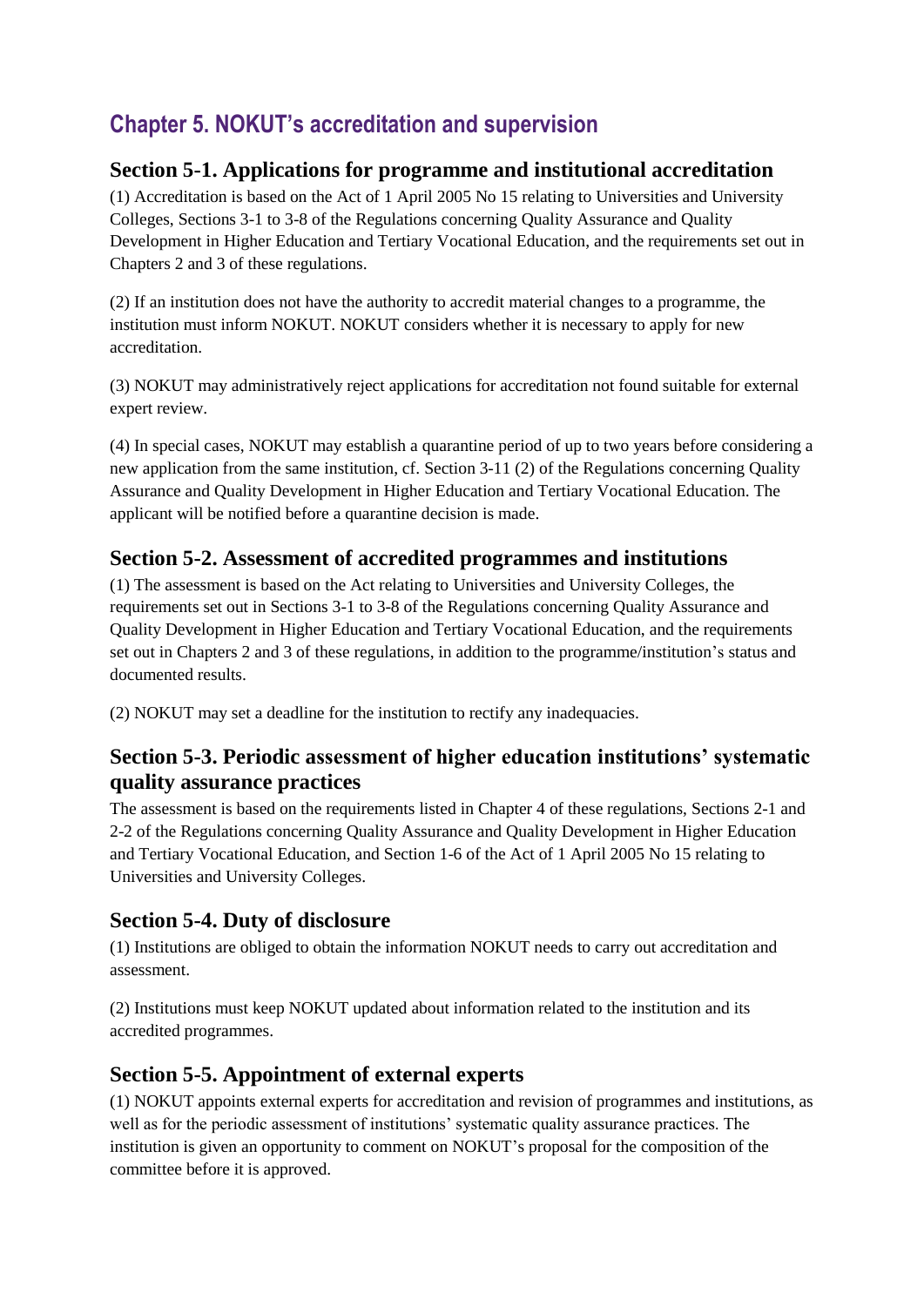## Chapter 5. NOKUT's accreditation and supervision

### Section 5-1. Applications for programme and institutional accreditation

(1) Accreditation is based on the Act of 1 April 2005 No 15 relating to Universities and University Colleges, Sections 3-1 to 3-8 of the Regulations concerning Quality Assurance and Quality Development in Higher Education and Tertiary Vocational Education, and the requirements set out in Chapters 2 and 3 of these regulations.

(2) If an institution does not have the authority to accredit material changes to a programme, the institution must inform NOKUT. NOKUT considers whether it is necessary to apply for new accreditation.

(3) NOKUT may administratively reject applications for accreditation not found suitable for external expert review.

(4) In special cases, NOKUT may establish a quarantine period of up to two years before considering a new application from the same institution, cf. Section 3-11 (2) of the Regulations concerning Quality Assurance and Quality Development in Higher Education and Tertiary Vocational Education. The applicant will be notified before a quarantine decision is made.

### Section 5-2. Assessment of accredited programmes and institutions

(1) The assessment is based on the Act relating to Universities and University Colleges, the requirements set out in Sections 3-1 to 3-8 of the Regulations concerning Quality Assurance and Quality Development in Higher Education and Tertiary Vocational Education, and the requirements set out in Chapters 2 and 3 of these regulations, in addition to the programme/institution's status and documented results.

(2) NOKUT may set a deadline for the institution to rectify any inadequacies.

### Section 5-3. Periodic assessment of higher education institutions' systematic quality assurance practices

The assessment is based on the requirements listed in Chapter 4 of these regulations, Sections 2-1 and 2-2 of the Regulations concerning Quality Assurance and Quality Development in Higher Education and Tertiary Vocational Education, and Section 1-6 of the Act of 1 April 2005 No 15 relating to Universities and University Colleges.

### Section 5-4. Duty of disclosure

(1) Institutions are obliged to obtain the information NOKUT needs to carry out accreditation and assessment.

(2) Institutions must keep NOKUT updated about information related to the institution and its accredited programmes.

### Section 5-5. Appointment of external experts

(1) NOKUT appoints external experts for accreditation and revision of programmes and institutions, as well as for the periodic assessment of institutions' systematic quality assurance practices. The institution is given an opportunity to comment on NOKUT's proposal for the composition of the committee before it is approved.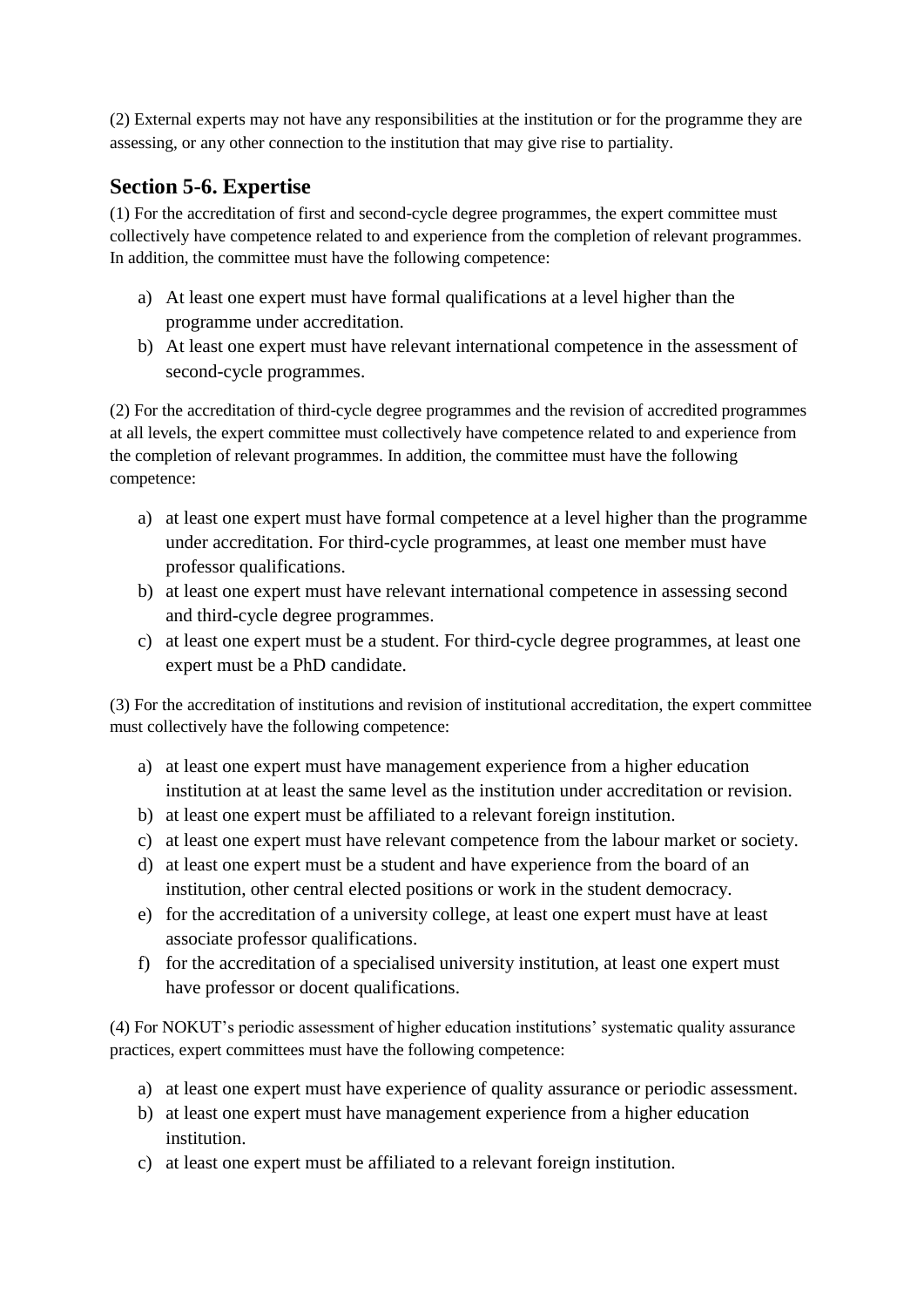(2) External experts may not have any responsibilities at the institution or for the programme they are assessing, or any other connection to the institution that may give rise to partiality.

## Section 5-6. Expertise

(1) For the accreditation of first and second-cycle degree programmes, the expert committee must collectively have competence related to and experience from the completion of relevant programmes. In addition, the committee must have the following competence:

a) At least one expert must have formal qualifications at a level higher than the programme under accreditation.
b) At least one expert must have relevant international competence in the assessment of second-cycle programmes.

(2) For the accreditation of third-cycle degree programmes and the revision of accredited programmes at all levels, the expert committee must collectively have competence related to and experience from the completion of relevant programmes. In addition, the committee must have the following competence:

a) at least one expert must have formal competence at a level higher than the programme under accreditation. For third-cycle programmes, at least one member must have professor qualifications.
b) at least one expert must have relevant international competence in assessing second and third-cycle degree programmes.
c) at least one expert must be a student. For third-cycle degree programmes, at least one expert must be a PhD candidate.

(3) For the accreditation of institutions and revision of institutional accreditation, the expert committee must collectively have the following competence:

a) at least one expert must have management experience from a higher education institution at at least the same level as the institution under accreditation or revision.
b) at least one expert must be affiliated to a relevant foreign institution.
c) at least one expert must have relevant competence from the labour market or society.
d) at least one expert must be a student and have experience from the board of an institution, other central elected positions or work in the student democracy.
e) for the accreditation of a university college, at least one expert must have at least associate professor qualifications.
f) for the accreditation of a specialised university institution, at least one expert must have professor or docent qualifications.

(4) For NOKUT's periodic assessment of higher education institutions' systematic quality assurance practices, expert committees must have the following competence:

a) at least one expert must have experience of quality assurance or periodic assessment.
b) at least one expert must have management experience from a higher education institution.
c) at least one expert must be affiliated to a relevant foreign institution.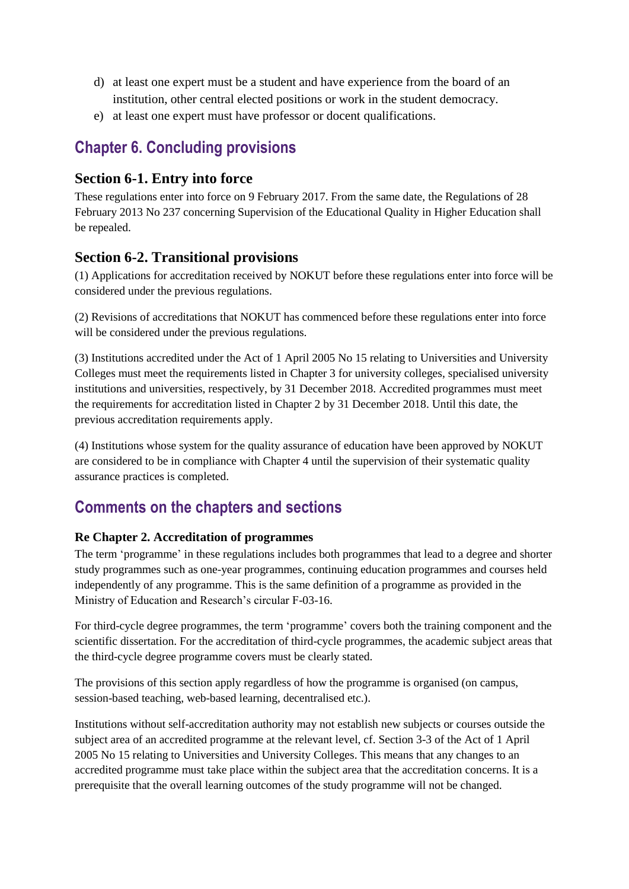d) at least one expert must be a student and have experience from the board of an institution, other central elected positions or work in the student democracy.
e) at least one expert must have professor or docent qualifications.

## Chapter 6. Concluding provisions

### Section 6-1. Entry into force

These regulations enter into force on 9 February 2017. From the same date, the Regulations of 28 February 2013 No 237 concerning Supervision of the Educational Quality in Higher Education shall be repealed.

### Section 6-2. Transitional provisions

(1) Applications for accreditation received by NOKUT before these regulations enter into force will be considered under the previous regulations.

(2) Revisions of accreditations that NOKUT has commenced before these regulations enter into force will be considered under the previous regulations.

(3) Institutions accredited under the Act of 1 April 2005 No 15 relating to Universities and University Colleges must meet the requirements listed in Chapter 3 for university colleges, specialised university institutions and universities, respectively, by 31 December 2018. Accredited programmes must meet the requirements for accreditation listed in Chapter 2 by 31 December 2018. Until this date, the previous accreditation requirements apply.

(4) Institutions whose system for the quality assurance of education have been approved by NOKUT are considered to be in compliance with Chapter 4 until the supervision of their systematic quality assurance practices is completed.

## Comments on the chapters and sections

#### Re Chapter 2. Accreditation of programmes

The term 'programme' in these regulations includes both programmes that lead to a degree and shorter study programmes such as one-year programmes, continuing education programmes and courses held independently of any programme. This is the same definition of a programme as provided in the Ministry of Education and Research's circular F-03-16.

For third-cycle degree programmes, the term 'programme' covers both the training component and the scientific dissertation. For the accreditation of third-cycle programmes, the academic subject areas that the third-cycle degree programme covers must be clearly stated.

The provisions of this section apply regardless of how the programme is organised (on campus, session-based teaching, web-based learning, decentralised etc.).

Institutions without self-accreditation authority may not establish new subjects or courses outside the subject area of an accredited programme at the relevant level, cf. Section 3-3 of the Act of 1 April 2005 No 15 relating to Universities and University Colleges. This means that any changes to an accredited programme must take place within the subject area that the accreditation concerns. It is a prerequisite that the overall learning outcomes of the study programme will not be changed.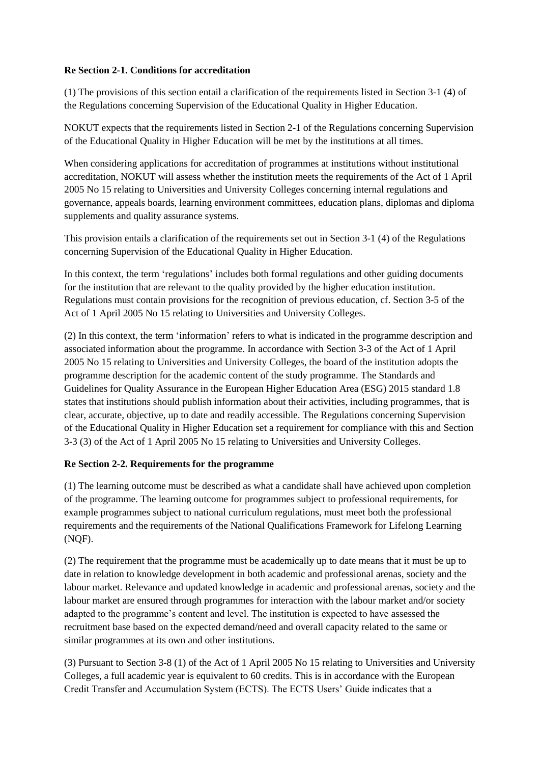**Re Section 2-1. Conditions for accreditation**

(1) The provisions of this section entail a clarification of the requirements listed in Section 3-1 (4) of the Regulations concerning Supervision of the Educational Quality in Higher Education.

NOKUT expects that the requirements listed in Section 2-1 of the Regulations concerning Supervision of the Educational Quality in Higher Education will be met by the institutions at all times.

When considering applications for accreditation of programmes at institutions without institutional accreditation, NOKUT will assess whether the institution meets the requirements of the Act of 1 April 2005 No 15 relating to Universities and University Colleges concerning internal regulations and governance, appeals boards, learning environment committees, education plans, diplomas and diploma supplements and quality assurance systems.

This provision entails a clarification of the requirements set out in Section 3-1 (4) of the Regulations concerning Supervision of the Educational Quality in Higher Education.

In this context, the term 'regulations' includes both formal regulations and other guiding documents for the institution that are relevant to the quality provided by the higher education institution. Regulations must contain provisions for the recognition of previous education, cf. Section 3-5 of the Act of 1 April 2005 No 15 relating to Universities and University Colleges.

(2) In this context, the term 'information' refers to what is indicated in the programme description and associated information about the programme. In accordance with Section 3-3 of the Act of 1 April 2005 No 15 relating to Universities and University Colleges, the board of the institution adopts the programme description for the academic content of the study programme. The Standards and Guidelines for Quality Assurance in the European Higher Education Area (ESG) 2015 standard 1.8 states that institutions should publish information about their activities, including programmes, that is clear, accurate, objective, up to date and readily accessible. The Regulations concerning Supervision of the Educational Quality in Higher Education set a requirement for compliance with this and Section 3-3 (3) of the Act of 1 April 2005 No 15 relating to Universities and University Colleges.

**Re Section 2-2. Requirements for the programme**

(1) The learning outcome must be described as what a candidate shall have achieved upon completion of the programme. The learning outcome for programmes subject to professional requirements, for example programmes subject to national curriculum regulations, must meet both the professional requirements and the requirements of the National Qualifications Framework for Lifelong Learning (NQF).

(2) The requirement that the programme must be academically up to date means that it must be up to date in relation to knowledge development in both academic and professional arenas, society and the labour market. Relevance and updated knowledge in academic and professional arenas, society and the labour market are ensured through programmes for interaction with the labour market and/or society adapted to the programme's content and level. The institution is expected to have assessed the recruitment base based on the expected demand/need and overall capacity related to the same or similar programmes at its own and other institutions.

(3) Pursuant to Section 3-8 (1) of the Act of 1 April 2005 No 15 relating to Universities and University Colleges, a full academic year is equivalent to 60 credits. This is in accordance with the European Credit Transfer and Accumulation System (ECTS). The ECTS Users' Guide indicates that a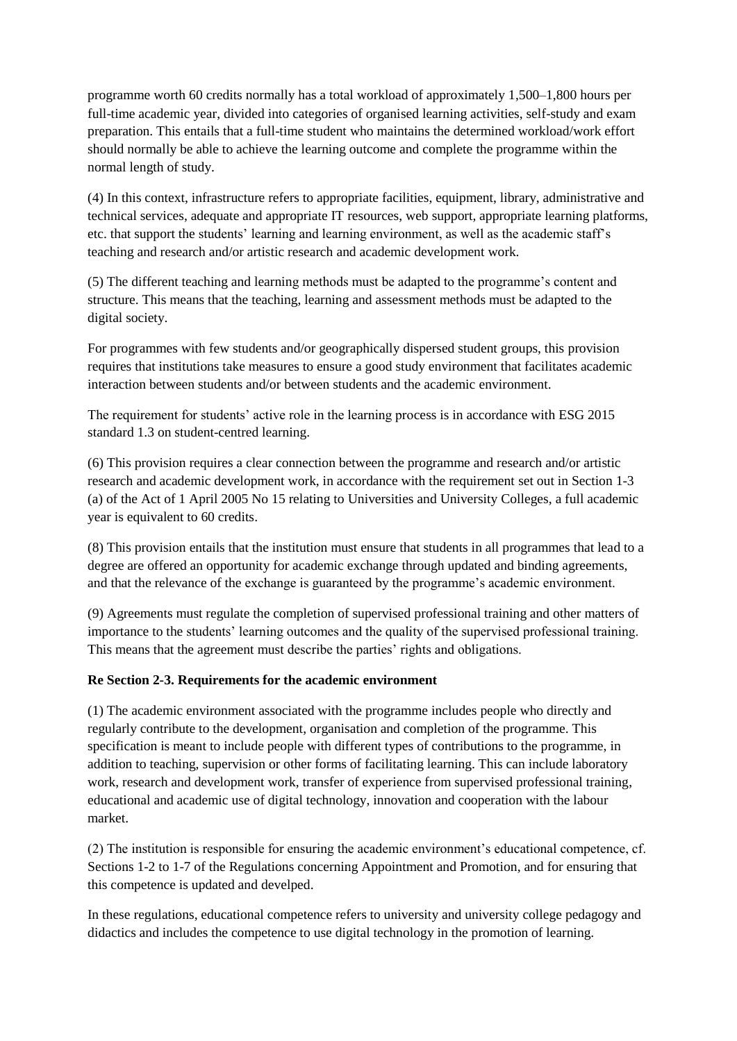programme worth 60 credits normally has a total workload of approximately 1,500–1,800 hours per full-time academic year, divided into categories of organised learning activities, self-study and exam preparation. This entails that a full-time student who maintains the determined workload/work effort should normally be able to achieve the learning outcome and complete the programme within the normal length of study.

(4) In this context, infrastructure refers to appropriate facilities, equipment, library, administrative and technical services, adequate and appropriate IT resources, web support, appropriate learning platforms, etc. that support the students' learning and learning environment, as well as the academic staff's teaching and research and/or artistic research and academic development work.

(5) The different teaching and learning methods must be adapted to the programme's content and structure. This means that the teaching, learning and assessment methods must be adapted to the digital society.

For programmes with few students and/or geographically dispersed student groups, this provision requires that institutions take measures to ensure a good study environment that facilitates academic interaction between students and/or between students and the academic environment.

The requirement for students' active role in the learning process is in accordance with ESG 2015 standard 1.3 on student-centred learning.

(6) This provision requires a clear connection between the programme and research and/or artistic research and academic development work, in accordance with the requirement set out in Section 1-3 (a) of the Act of 1 April 2005 No 15 relating to Universities and University Colleges, a full academic year is equivalent to 60 credits.

(8) This provision entails that the institution must ensure that students in all programmes that lead to a degree are offered an opportunity for academic exchange through updated and binding agreements, and that the relevance of the exchange is guaranteed by the programme's academic environment.

(9) Agreements must regulate the completion of supervised professional training and other matters of importance to the students' learning outcomes and the quality of the supervised professional training. This means that the agreement must describe the parties' rights and obligations.

**Re Section 2-3. Requirements for the academic environment**

(1) The academic environment associated with the programme includes people who directly and regularly contribute to the development, organisation and completion of the programme. This specification is meant to include people with different types of contributions to the programme, in addition to teaching, supervision or other forms of facilitating learning. This can include laboratory work, research and development work, transfer of experience from supervised professional training, educational and academic use of digital technology, innovation and cooperation with the labour market.

(2) The institution is responsible for ensuring the academic environment's educational competence, cf. Sections 1-2 to 1-7 of the Regulations concerning Appointment and Promotion, and for ensuring that this competence is updated and develped.

In these regulations, educational competence refers to university and university college pedagogy and didactics and includes the competence to use digital technology in the promotion of learning.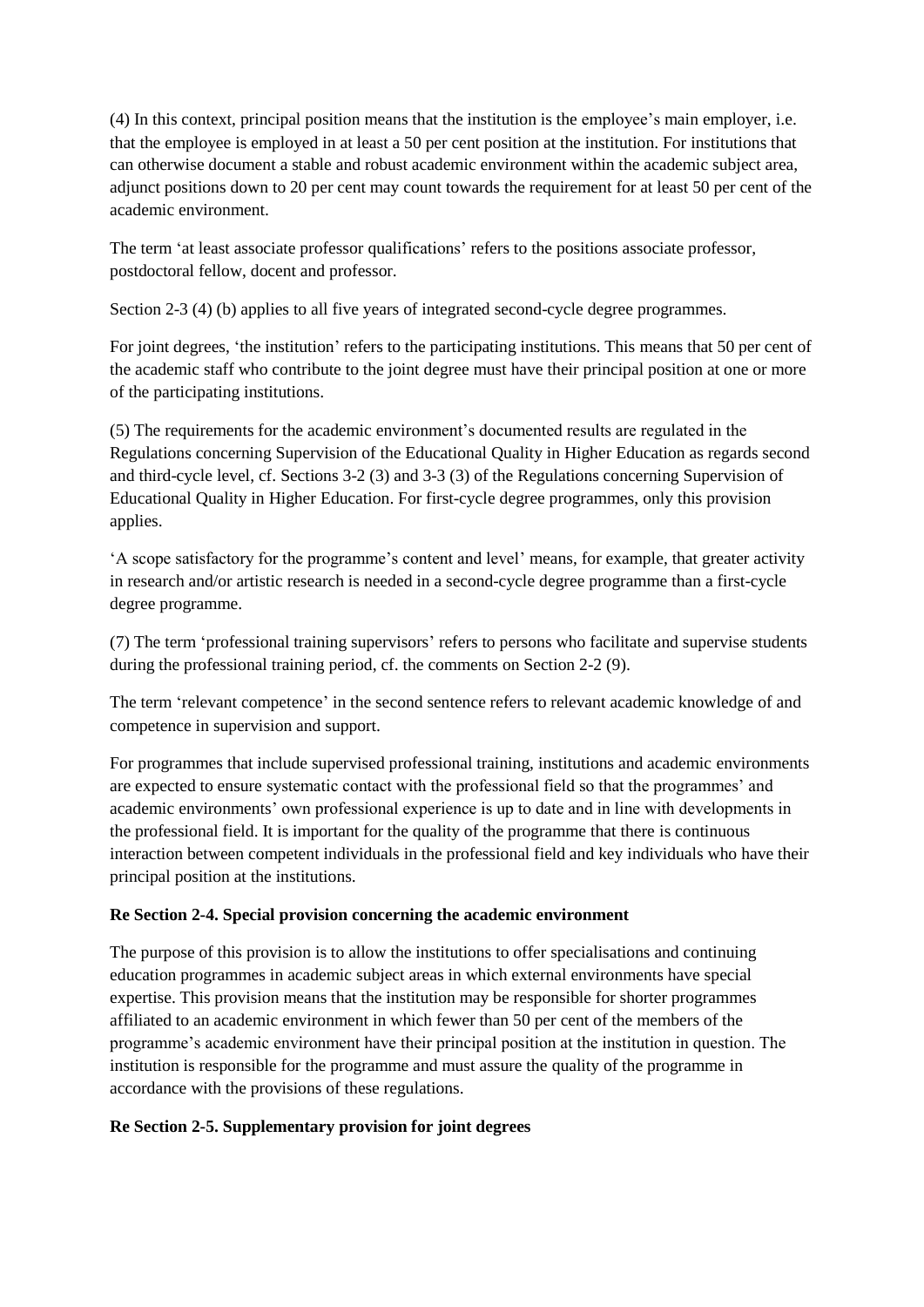(4) In this context, principal position means that the institution is the employee's main employer, i.e. that the employee is employed in at least a 50 per cent position at the institution. For institutions that can otherwise document a stable and robust academic environment within the academic subject area, adjunct positions down to 20 per cent may count towards the requirement for at least 50 per cent of the academic environment.

The term 'at least associate professor qualifications' refers to the positions associate professor, postdoctoral fellow, docent and professor.

Section 2-3 (4) (b) applies to all five years of integrated second-cycle degree programmes.

For joint degrees, 'the institution' refers to the participating institutions. This means that 50 per cent of the academic staff who contribute to the joint degree must have their principal position at one or more of the participating institutions.

(5) The requirements for the academic environment's documented results are regulated in the Regulations concerning Supervision of the Educational Quality in Higher Education as regards second and third-cycle level, cf. Sections 3-2 (3) and 3-3 (3) of the Regulations concerning Supervision of Educational Quality in Higher Education. For first-cycle degree programmes, only this provision applies.

'A scope satisfactory for the programme's content and level' means, for example, that greater activity in research and/or artistic research is needed in a second-cycle degree programme than a first-cycle degree programme.

(7) The term 'professional training supervisors' refers to persons who facilitate and supervise students during the professional training period, cf. the comments on Section 2-2 (9).

The term 'relevant competence' in the second sentence refers to relevant academic knowledge of and competence in supervision and support.

For programmes that include supervised professional training, institutions and academic environments are expected to ensure systematic contact with the professional field so that the programmes' and academic environments' own professional experience is up to date and in line with developments in the professional field. It is important for the quality of the programme that there is continuous interaction between competent individuals in the professional field and key individuals who have their principal position at the institutions.

**Re Section 2-4. Special provision concerning the academic environment**

The purpose of this provision is to allow the institutions to offer specialisations and continuing education programmes in academic subject areas in which external environments have special expertise. This provision means that the institution may be responsible for shorter programmes affiliated to an academic environment in which fewer than 50 per cent of the members of the programme's academic environment have their principal position at the institution in question. The institution is responsible for the programme and must assure the quality of the programme in accordance with the provisions of these regulations.

**Re Section 2-5. Supplementary provision for joint degrees**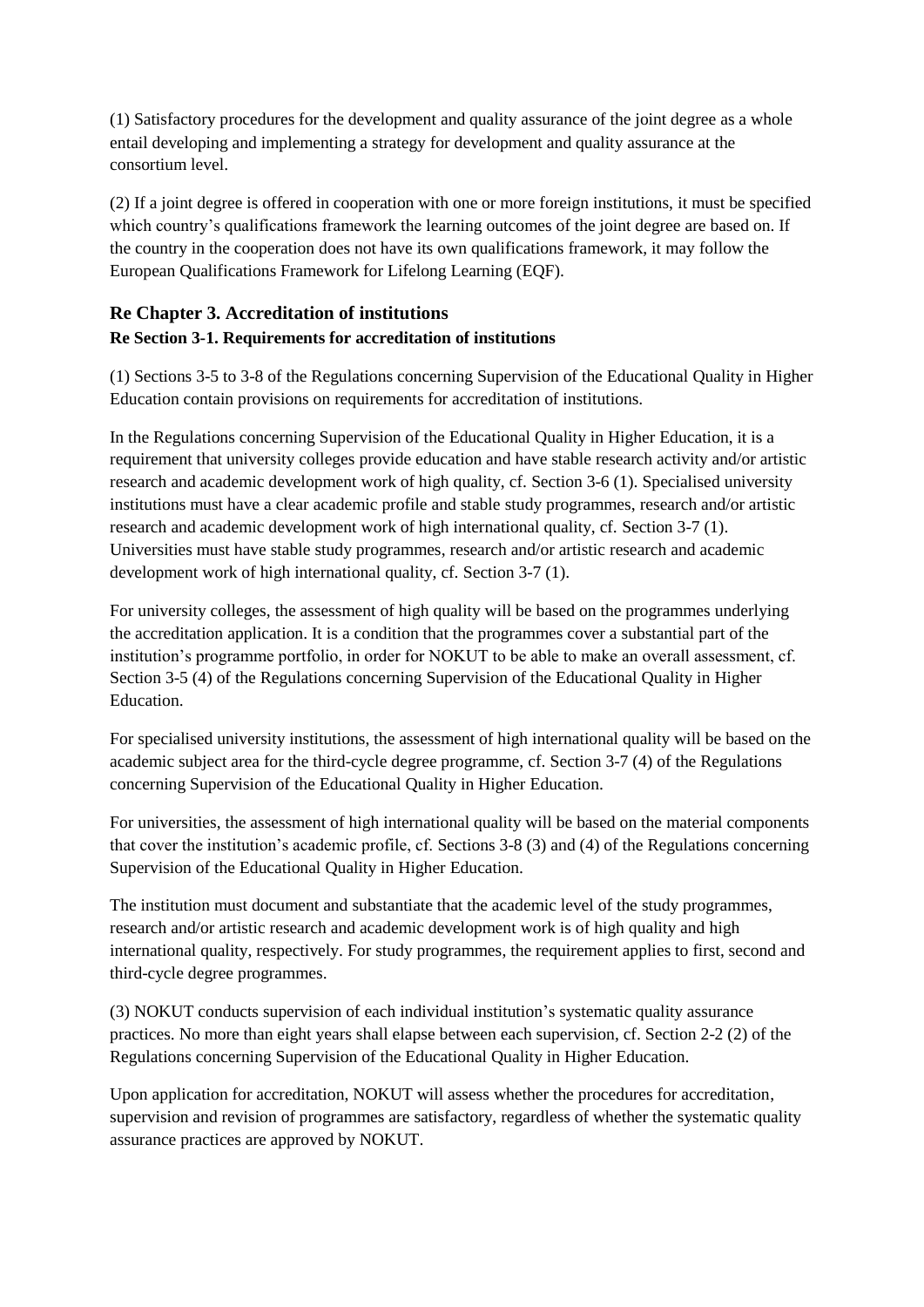(1) Satisfactory procedures for the development and quality assurance of the joint degree as a whole entail developing and implementing a strategy for development and quality assurance at the consortium level.

(2) If a joint degree is offered in cooperation with one or more foreign institutions, it must be specified which country's qualifications framework the learning outcomes of the joint degree are based on. If the country in the cooperation does not have its own qualifications framework, it may follow the European Qualifications Framework for Lifelong Learning (EQF).

## Re Chapter 3. Accreditation of institutions

### Re Section 3-1. Requirements for accreditation of institutions

(1) Sections 3-5 to 3-8 of the Regulations concerning Supervision of the Educational Quality in Higher Education contain provisions on requirements for accreditation of institutions.

In the Regulations concerning Supervision of the Educational Quality in Higher Education, it is a requirement that university colleges provide education and have stable research activity and/or artistic research and academic development work of high quality, cf. Section 3-6 (1). Specialised university institutions must have a clear academic profile and stable study programmes, research and/or artistic research and academic development work of high international quality, cf. Section 3-7 (1). Universities must have stable study programmes, research and/or artistic research and academic development work of high international quality, cf. Section 3-7 (1).

For university colleges, the assessment of high quality will be based on the programmes underlying the accreditation application. It is a condition that the programmes cover a substantial part of the institution's programme portfolio, in order for NOKUT to be able to make an overall assessment, cf. Section 3-5 (4) of the Regulations concerning Supervision of the Educational Quality in Higher Education.

For specialised university institutions, the assessment of high international quality will be based on the academic subject area for the third-cycle degree programme, cf. Section 3-7 (4) of the Regulations concerning Supervision of the Educational Quality in Higher Education.

For universities, the assessment of high international quality will be based on the material components that cover the institution's academic profile, cf. Sections 3-8 (3) and (4) of the Regulations concerning Supervision of the Educational Quality in Higher Education.

The institution must document and substantiate that the academic level of the study programmes, research and/or artistic research and academic development work is of high quality and high international quality, respectively. For study programmes, the requirement applies to first, second and third-cycle degree programmes.

(3) NOKUT conducts supervision of each individual institution's systematic quality assurance practices. No more than eight years shall elapse between each supervision, cf. Section 2-2 (2) of the Regulations concerning Supervision of the Educational Quality in Higher Education.

Upon application for accreditation, NOKUT will assess whether the procedures for accreditation, supervision and revision of programmes are satisfactory, regardless of whether the systematic quality assurance practices are approved by NOKUT.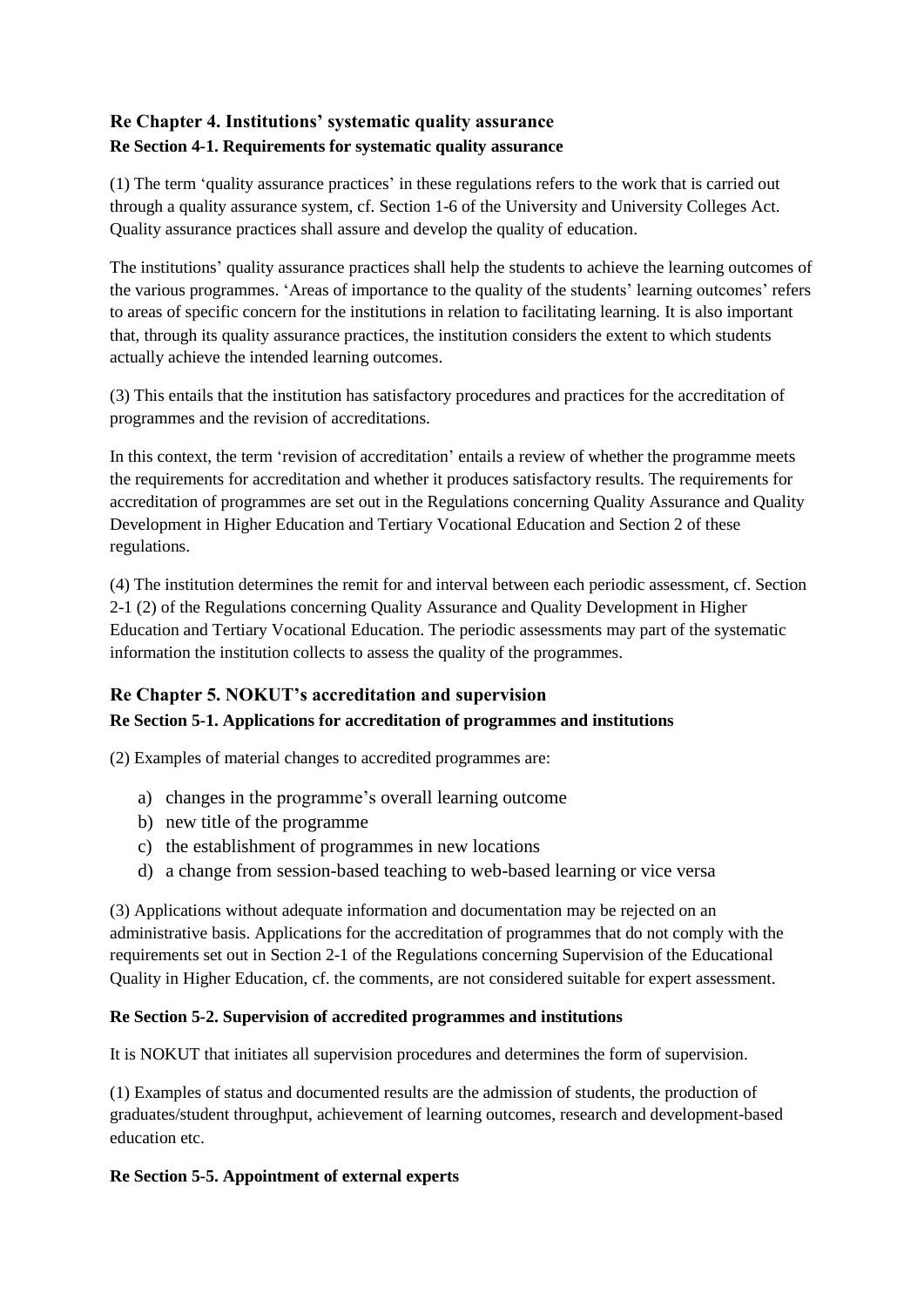## Re Chapter 4. Institutions' systematic quality assurance

### Re Section 4-1. Requirements for systematic quality assurance

(1) The term 'quality assurance practices' in these regulations refers to the work that is carried out through a quality assurance system, cf. Section 1-6 of the University and University Colleges Act. Quality assurance practices shall assure and develop the quality of education.

The institutions' quality assurance practices shall help the students to achieve the learning outcomes of the various programmes. 'Areas of importance to the quality of the students' learning outcomes' refers to areas of specific concern for the institutions in relation to facilitating learning. It is also important that, through its quality assurance practices, the institution considers the extent to which students actually achieve the intended learning outcomes.

(3) This entails that the institution has satisfactory procedures and practices for the accreditation of programmes and the revision of accreditations.

In this context, the term 'revision of accreditation' entails a review of whether the programme meets the requirements for accreditation and whether it produces satisfactory results. The requirements for accreditation of programmes are set out in the Regulations concerning Quality Assurance and Quality Development in Higher Education and Tertiary Vocational Education and Section 2 of these regulations.

(4) The institution determines the remit for and interval between each periodic assessment, cf. Section 2-1 (2) of the Regulations concerning Quality Assurance and Quality Development in Higher Education and Tertiary Vocational Education. The periodic assessments may part of the systematic information the institution collects to assess the quality of the programmes.

## Re Chapter 5. NOKUT's accreditation and supervision

### Re Section 5-1. Applications for accreditation of programmes and institutions

(2) Examples of material changes to accredited programmes are:

a) changes in the programme's overall learning outcome
b) new title of the programme
c) the establishment of programmes in new locations
d) a change from session-based teaching to web-based learning or vice versa

(3) Applications without adequate information and documentation may be rejected on an administrative basis. Applications for the accreditation of programmes that do not comply with the requirements set out in Section 2-1 of the Regulations concerning Supervision of the Educational Quality in Higher Education, cf. the comments, are not considered suitable for expert assessment.

### Re Section 5-2. Supervision of accredited programmes and institutions

It is NOKUT that initiates all supervision procedures and determines the form of supervision.

(1) Examples of status and documented results are the admission of students, the production of graduates/student throughput, achievement of learning outcomes, research and development-based education etc.

### Re Section 5-5. Appointment of external experts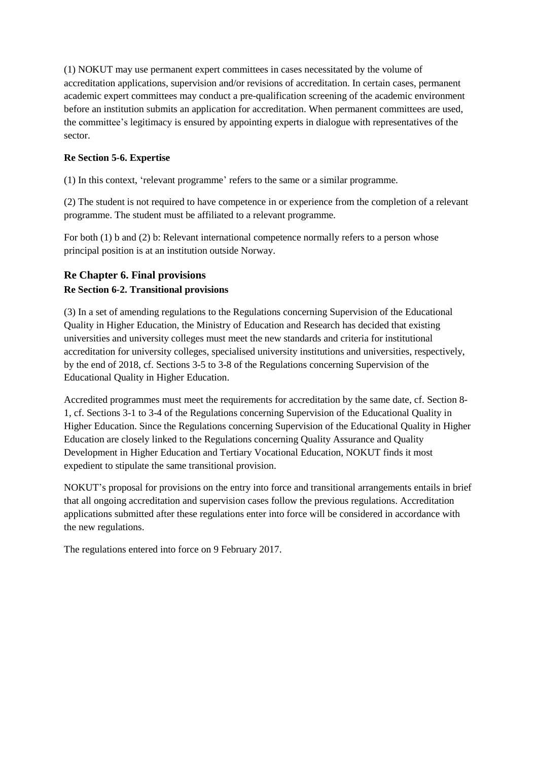(1) NOKUT may use permanent expert committees in cases necessitated by the volume of accreditation applications, supervision and/or revisions of accreditation. In certain cases, permanent academic expert committees may conduct a pre-qualification screening of the academic environment before an institution submits an application for accreditation. When permanent committees are used, the committee's legitimacy is ensured by appointing experts in dialogue with representatives of the sector.

**Re Section 5-6. Expertise**

(1) In this context, 'relevant programme' refers to the same or a similar programme.

(2) The student is not required to have competence in or experience from the completion of a relevant programme. The student must be affiliated to a relevant programme.

For both (1) b and (2) b: Relevant international competence normally refers to a person whose principal position is at an institution outside Norway.

## Re Chapter 6. Final provisions

### Re Section 6-2. Transitional provisions

(3) In a set of amending regulations to the Regulations concerning Supervision of the Educational Quality in Higher Education, the Ministry of Education and Research has decided that existing universities and university colleges must meet the new standards and criteria for institutional accreditation for university colleges, specialised university institutions and universities, respectively, by the end of 2018, cf. Sections 3-5 to 3-8 of the Regulations concerning Supervision of the Educational Quality in Higher Education.

Accredited programmes must meet the requirements for accreditation by the same date, cf. Section 8-1, cf. Sections 3-1 to 3-4 of the Regulations concerning Supervision of the Educational Quality in Higher Education. Since the Regulations concerning Supervision of the Educational Quality in Higher Education are closely linked to the Regulations concerning Quality Assurance and Quality Development in Higher Education and Tertiary Vocational Education, NOKUT finds it most expedient to stipulate the same transitional provision.

NOKUT's proposal for provisions on the entry into force and transitional arrangements entails in brief that all ongoing accreditation and supervision cases follow the previous regulations. Accreditation applications submitted after these regulations enter into force will be considered in accordance with the new regulations.

The regulations entered into force on 9 February 2017.